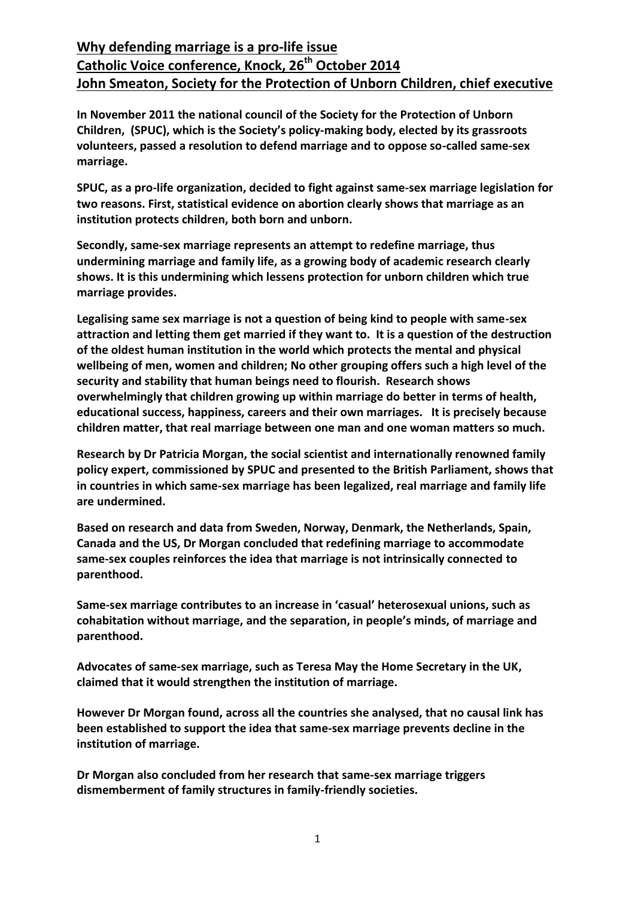# Why defending marriage is a pro-life issue

## Catholic Voice conference, Knock, 26th October 2014

## John Smeaton, Society for the Protection of Unborn Children, chief executive

**In November 2011 the national council of the Society for the Protection of Unborn Children, (SPUC), which is the Society's policy-making body, elected by its grassroots volunteers, passed a resolution to defend marriage and to oppose so-called same-sex marriage.**

**SPUC, as a pro-life organization, decided to fight against same-sex marriage legislation for two reasons. First, statistical evidence on abortion clearly shows that marriage as an institution protects children, both born and unborn.**

**Secondly, same-sex marriage represents an attempt to redefine marriage, thus undermining marriage and family life, as a growing body of academic research clearly shows. It is this undermining which lessens protection for unborn children which true marriage provides.**

**Legalising same sex marriage is not a question of being kind to people with same-sex attraction and letting them get married if they want to. It is a question of the destruction of the oldest human institution in the world which protects the mental and physical wellbeing of men, women and children; No other grouping offers such a high level of the security and stability that human beings need to flourish. Research shows overwhelmingly that children growing up within marriage do better in terms of health, educational success, happiness, careers and their own marriages. It is precisely because children matter, that real marriage between one man and one woman matters so much.**

**Research by Dr Patricia Morgan, the social scientist and internationally renowned family policy expert, commissioned by SPUC and presented to the British Parliament, shows that in countries in which same-sex marriage has been legalized, real marriage and family life are undermined.**

**Based on research and data from Sweden, Norway, Denmark, the Netherlands, Spain, Canada and the US, Dr Morgan concluded that redefining marriage to accommodate same-sex couples reinforces the idea that marriage is not intrinsically connected to parenthood.**

**Same-sex marriage contributes to an increase in 'casual' heterosexual unions, such as cohabitation without marriage, and the separation, in people's minds, of marriage and parenthood.**

**Advocates of same-sex marriage, such as Teresa May the Home Secretary in the UK, claimed that it would strengthen the institution of marriage.**

**However Dr Morgan found, across all the countries she analysed, that no causal link has been established to support the idea that same-sex marriage prevents decline in the institution of marriage.**

**Dr Morgan also concluded from her research that same-sex marriage triggers dismemberment of family structures in family-friendly societies.**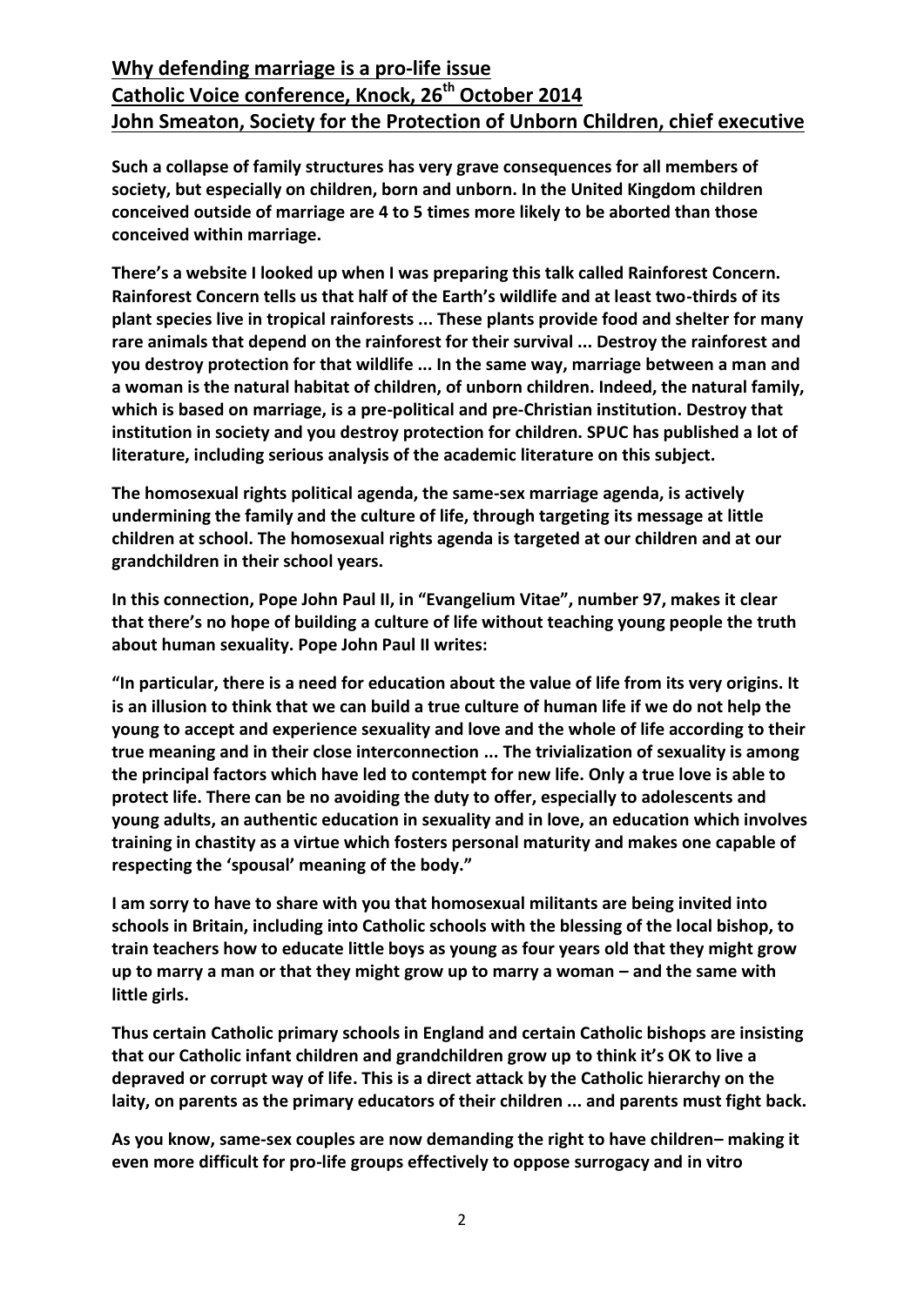## Why defending marriage is a pro-life issue
## Catholic Voice conference, Knock, 26th October 2014
## John Smeaton, Society for the Protection of Unborn Children, chief executive

**Such a collapse of family structures has very grave consequences for all members of society, but especially on children, born and unborn. In the United Kingdom children conceived outside of marriage are 4 to 5 times more likely to be aborted than those conceived within marriage.**

**There's a website I looked up when I was preparing this talk called Rainforest Concern. Rainforest Concern tells us that half of the Earth's wildlife and at least two-thirds of its plant species live in tropical rainforests ... These plants provide food and shelter for many rare animals that depend on the rainforest for their survival ... Destroy the rainforest and you destroy protection for that wildlife ... In the same way, marriage between a man and a woman is the natural habitat of children, of unborn children. Indeed, the natural family, which is based on marriage, is a pre-political and pre-Christian institution. Destroy that institution in society and you destroy protection for children. SPUC has published a lot of literature, including serious analysis of the academic literature on this subject.**

**The homosexual rights political agenda, the same-sex marriage agenda, is actively undermining the family and the culture of life, through targeting its message at little children at school. The homosexual rights agenda is targeted at our children and at our grandchildren in their school years.**

**In this connection, Pope John Paul II, in "Evangelium Vitae", number 97, makes it clear that there's no hope of building a culture of life without teaching young people the truth about human sexuality. Pope John Paul II writes:**

**"In particular, there is a need for education about the value of life from its very origins. It is an illusion to think that we can build a true culture of human life if we do not help the young to accept and experience sexuality and love and the whole of life according to their true meaning and in their close interconnection ... The trivialization of sexuality is among the principal factors which have led to contempt for new life. Only a true love is able to protect life. There can be no avoiding the duty to offer, especially to adolescents and young adults, an authentic education in sexuality and in love, an education which involves training in chastity as a virtue which fosters personal maturity and makes one capable of respecting the 'spousal' meaning of the body."**

**I am sorry to have to share with you that homosexual militants are being invited into schools in Britain, including into Catholic schools with the blessing of the local bishop, to train teachers how to educate little boys as young as four years old that they might grow up to marry a man or that they might grow up to marry a woman – and the same with little girls.**

**Thus certain Catholic primary schools in England and certain Catholic bishops are insisting that our Catholic infant children and grandchildren grow up to think it's OK to live a depraved or corrupt way of life. This is a direct attack by the Catholic hierarchy on the laity, on parents as the primary educators of their children ... and parents must fight back.**

**As you know, same-sex couples are now demanding the right to have children– making it even more difficult for pro-life groups effectively to oppose surrogacy and in vitro**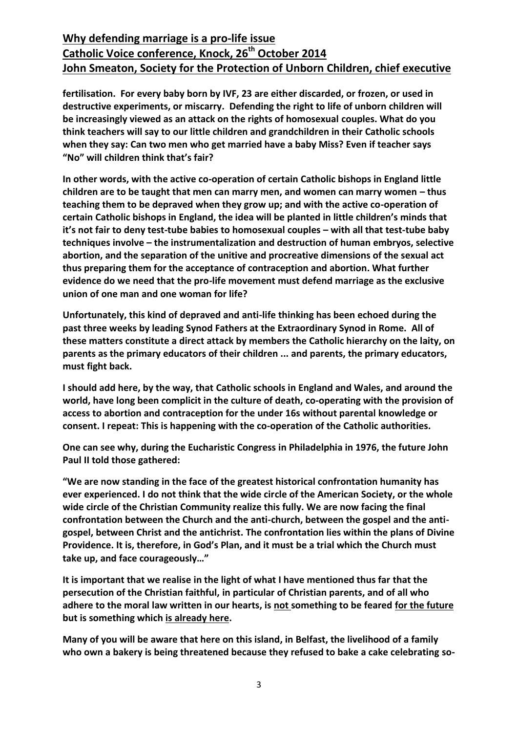**fertilisation. For every baby born by IVF, 23 are either discarded, or frozen, or used in destructive experiments, or miscarry. Defending the right to life of unborn children will be increasingly viewed as an attack on the rights of homosexual couples. What do you think teachers will say to our little children and grandchildren in their Catholic schools when they say: Can two men who get married have a baby Miss? Even if teacher says "No" will children think that's fair?**

**In other words, with the active co-operation of certain Catholic bishops in England little children are to be taught that men can marry men, and women can marry women – thus teaching them to be depraved when they grow up; and with the active co-operation of certain Catholic bishops in England, the idea will be planted in little children's minds that it's not fair to deny test-tube babies to homosexual couples – with all that test-tube baby techniques involve – the instrumentalization and destruction of human embryos, selective abortion, and the separation of the unitive and procreative dimensions of the sexual act thus preparing them for the acceptance of contraception and abortion. What further evidence do we need that the pro-life movement must defend marriage as the exclusive union of one man and one woman for life?**

**Unfortunately, this kind of depraved and anti-life thinking has been echoed during the past three weeks by leading Synod Fathers at the Extraordinary Synod in Rome. All of these matters constitute a direct attack by members the Catholic hierarchy on the laity, on parents as the primary educators of their children ... and parents, the primary educators, must fight back.**

**I should add here, by the way, that Catholic schools in England and Wales, and around the world, have long been complicit in the culture of death, co-operating with the provision of access to abortion and contraception for the under 16s without parental knowledge or consent. I repeat: This is happening with the co-operation of the Catholic authorities.**

**One can see why, during the Eucharistic Congress in Philadelphia in 1976, the future John Paul II told those gathered:**

**"We are now standing in the face of the greatest historical confrontation humanity has ever experienced. I do not think that the wide circle of the American Society, or the whole wide circle of the Christian Community realize this fully. We are now facing the final confrontation between the Church and the anti-church, between the gospel and the anti-gospel, between Christ and the antichrist. The confrontation lies within the plans of Divine Providence. It is, therefore, in God's Plan, and it must be a trial which the Church must take up, and face courageously…"**

**It is important that we realise in the light of what I have mentioned thus far that the persecution of the Christian faithful, in particular of Christian parents, and of all who adhere to the moral law written in our hearts, is not something to be feared for the future but is something which is already here.**

**Many of you will be aware that here on this island, in Belfast, the livelihood of a family who own a bakery is being threatened because they refused to bake a cake celebrating so-**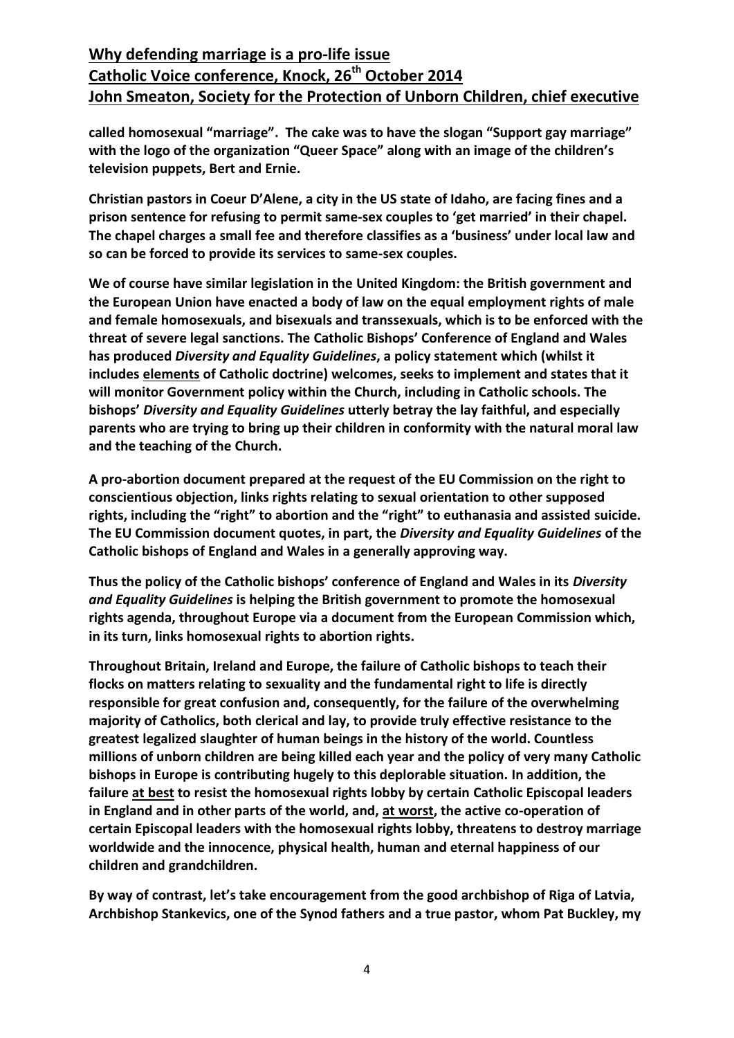**called homosexual "marriage". The cake was to have the slogan "Support gay marriage" with the logo of the organization "Queer Space" along with an image of the children's television puppets, Bert and Ernie.**

**Christian pastors in Coeur D'Alene, a city in the US state of Idaho, are facing fines and a prison sentence for refusing to permit same-sex couples to 'get married' in their chapel. The chapel charges a small fee and therefore classifies as a 'business' under local law and so can be forced to provide its services to same-sex couples.**

**We of course have similar legislation in the United Kingdom: the British government and the European Union have enacted a body of law on the equal employment rights of male and female homosexuals, and bisexuals and transsexuals, which is to be enforced with the threat of severe legal sanctions. The Catholic Bishops' Conference of England and Wales has produced *Diversity and Equality Guidelines*, a policy statement which (whilst it includes <u>elements</u> of Catholic doctrine) welcomes, seeks to implement and states that it will monitor Government policy within the Church, including in Catholic schools. The bishops' *Diversity and Equality Guidelines* utterly betray the lay faithful, and especially parents who are trying to bring up their children in conformity with the natural moral law and the teaching of the Church.**

**A pro-abortion document prepared at the request of the EU Commission on the right to conscientious objection, links rights relating to sexual orientation to other supposed rights, including the "right" to abortion and the "right" to euthanasia and assisted suicide. The EU Commission document quotes, in part, the *Diversity and Equality Guidelines* of the Catholic bishops of England and Wales in a generally approving way.**

**Thus the policy of the Catholic bishops' conference of England and Wales in its *Diversity and Equality Guidelines* is helping the British government to promote the homosexual rights agenda, throughout Europe via a document from the European Commission which, in its turn, links homosexual rights to abortion rights.**

**Throughout Britain, Ireland and Europe, the failure of Catholic bishops to teach their flocks on matters relating to sexuality and the fundamental right to life is directly responsible for great confusion and, consequently, for the failure of the overwhelming majority of Catholics, both clerical and lay, to provide truly effective resistance to the greatest legalized slaughter of human beings in the history of the world. Countless millions of unborn children are being killed each year and the policy of very many Catholic bishops in Europe is contributing hugely to this deplorable situation. In addition, the failure <u>at best</u> to resist the homosexual rights lobby by certain Catholic Episcopal leaders in England and in other parts of the world, and, <u>at worst</u>, the active co-operation of certain Episcopal leaders with the homosexual rights lobby, threatens to destroy marriage worldwide and the innocence, physical health, human and eternal happiness of our children and grandchildren.**

**By way of contrast, let's take encouragement from the good archbishop of Riga of Latvia, Archbishop Stankevics, one of the Synod fathers and a true pastor, whom Pat Buckley, my**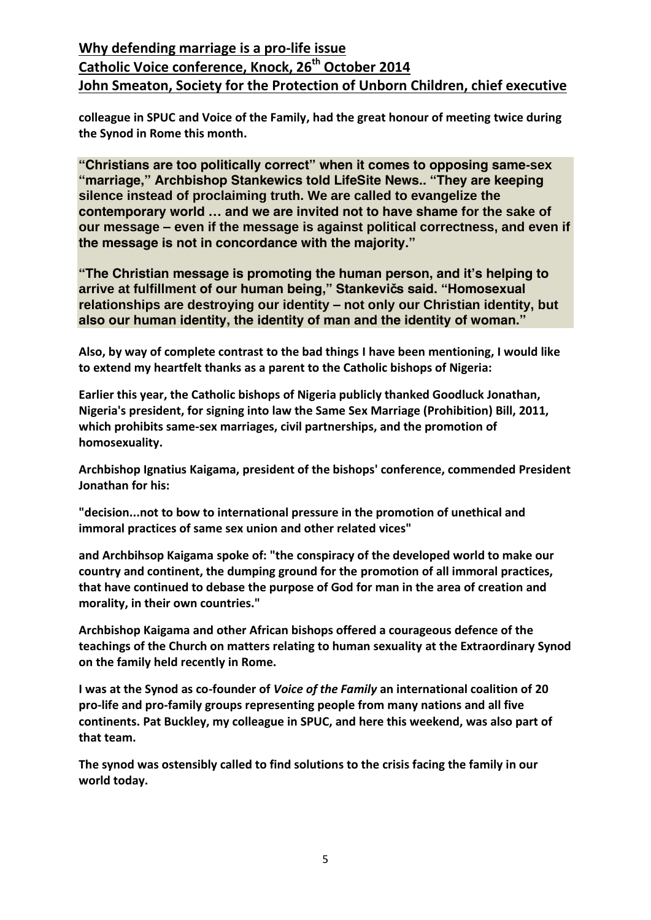**colleague in SPUC and Voice of the Family, had the great honour of meeting twice during the Synod in Rome this month.**

**"Christians are too politically correct" when it comes to opposing same-sex "marriage," Archbishop Stankewics told LifeSite News.. "They are keeping silence instead of proclaiming truth. We are called to evangelize the contemporary world … and we are invited not to have shame for the sake of our message – even if the message is against political correctness, and even if the message is not in concordance with the majority."**

**"The Christian message is promoting the human person, and it's helping to arrive at fulfillment of our human being," Stankevičs said. "Homosexual relationships are destroying our identity – not only our Christian identity, but also our human identity, the identity of man and the identity of woman."**

**Also, by way of complete contrast to the bad things I have been mentioning, I would like to extend my heartfelt thanks as a parent to the Catholic bishops of Nigeria:**

**Earlier this year, the Catholic bishops of Nigeria publicly thanked Goodluck Jonathan, Nigeria's president, for signing into law the Same Sex Marriage (Prohibition) Bill, 2011, which prohibits same-sex marriages, civil partnerships, and the promotion of homosexuality.**

**Archbishop Ignatius Kaigama, president of the bishops' conference, commended President Jonathan for his:**

**"decision...not to bow to international pressure in the promotion of unethical and immoral practices of same sex union and other related vices"**

**and Archbihsop Kaigama spoke of: "the conspiracy of the developed world to make our country and continent, the dumping ground for the promotion of all immoral practices, that have continued to debase the purpose of God for man in the area of creation and morality, in their own countries."**

**Archbishop Kaigama and other African bishops offered a courageous defence of the teachings of the Church on matters relating to human sexuality at the Extraordinary Synod on the family held recently in Rome.**

**I was at the Synod as co-founder of *Voice of the Family* an international coalition of 20 pro-life and pro-family groups representing people from many nations and all five continents. Pat Buckley, my colleague in SPUC, and here this weekend, was also part of that team.**

**The synod was ostensibly called to find solutions to the crisis facing the family in our world today.**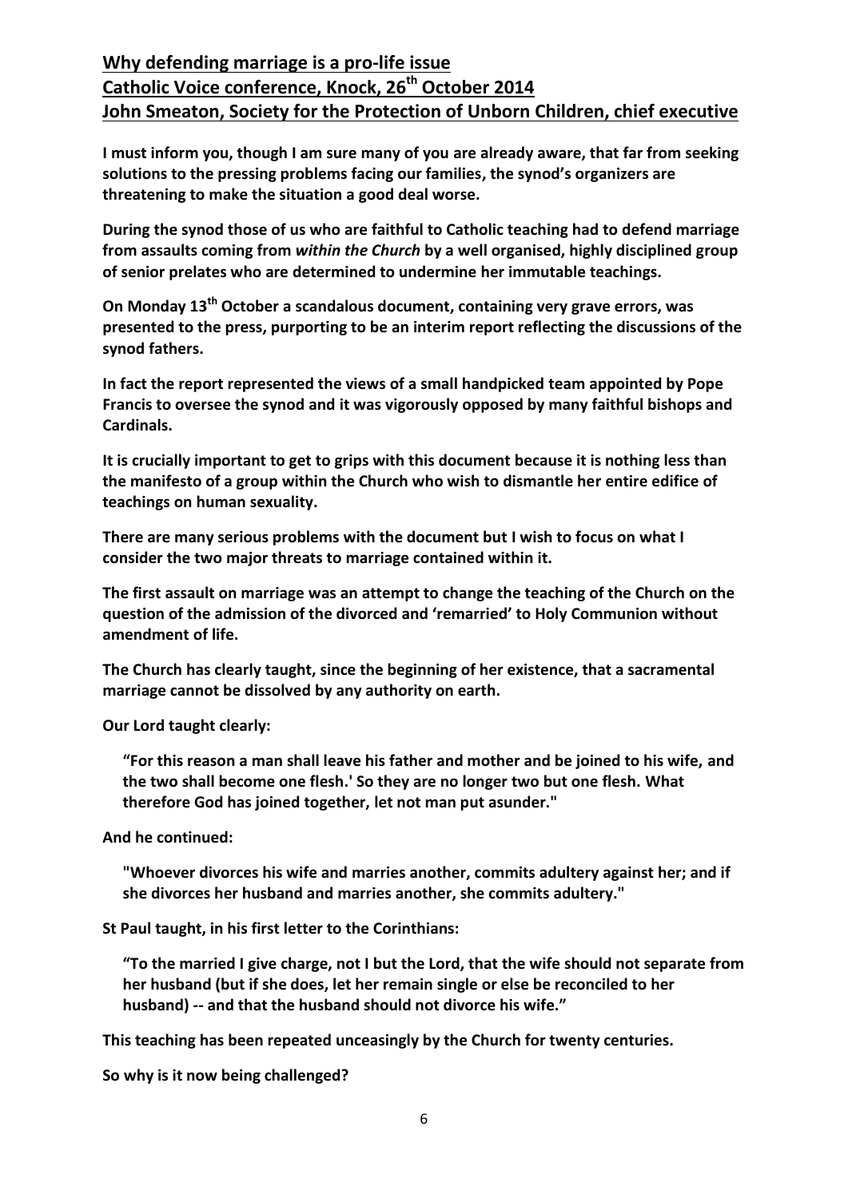# Why defending marriage is a pro-life issue
## Catholic Voice conference, Knock, 26th October 2014
## John Smeaton, Society for the Protection of Unborn Children, chief executive

**I must inform you, though I am sure many of you are already aware, that far from seeking solutions to the pressing problems facing our families, the synod's organizers are threatening to make the situation a good deal worse.**

**During the synod those of us who are faithful to Catholic teaching had to defend marriage from assaults coming from *within the Church* by a well organised, highly disciplined group of senior prelates who are determined to undermine her immutable teachings.**

**On Monday 13th October a scandalous document, containing very grave errors, was presented to the press, purporting to be an interim report reflecting the discussions of the synod fathers.**

**In fact the report represented the views of a small handpicked team appointed by Pope Francis to oversee the synod and it was vigorously opposed by many faithful bishops and Cardinals.**

**It is crucially important to get to grips with this document because it is nothing less than the manifesto of a group within the Church who wish to dismantle her entire edifice of teachings on human sexuality.**

**There are many serious problems with the document but I wish to focus on what I consider the two major threats to marriage contained within it.**

**The first assault on marriage was an attempt to change the teaching of the Church on the question of the admission of the divorced and 'remarried' to Holy Communion without amendment of life.**

**The Church has clearly taught, since the beginning of her existence, that a sacramental marriage cannot be dissolved by any authority on earth.**

**Our Lord taught clearly:**

> **"For this reason a man shall leave his father and mother and be joined to his wife, and the two shall become one flesh.' So they are no longer two but one flesh. What therefore God has joined together, let not man put asunder."**

**And he continued:**

> **"Whoever divorces his wife and marries another, commits adultery against her; and if she divorces her husband and marries another, she commits adultery."**

**St Paul taught, in his first letter to the Corinthians:**

> **"To the married I give charge, not I but the Lord, that the wife should not separate from her husband (but if she does, let her remain single or else be reconciled to her husband) -- and that the husband should not divorce his wife."**

**This teaching has been repeated unceasingly by the Church for twenty centuries.**

**So why is it now being challenged?**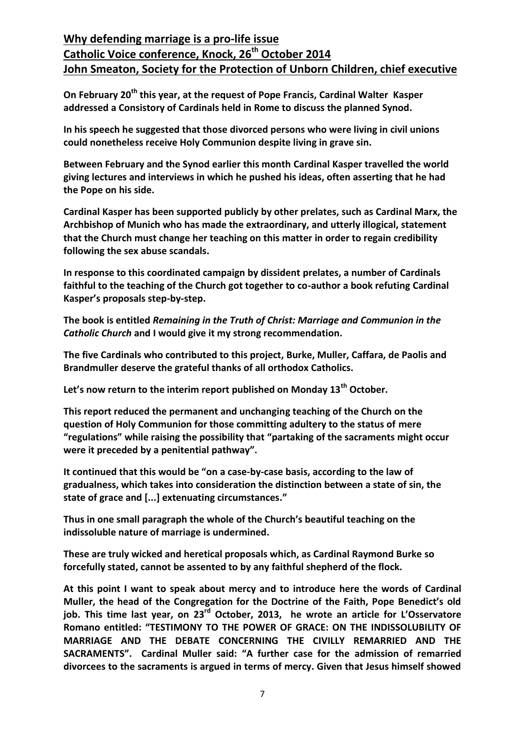## Why defending marriage is a pro-life issue
## Catholic Voice conference, Knock, 26th October 2014
## John Smeaton, Society for the Protection of Unborn Children, chief executive

**On February 20th this year, at the request of Pope Francis, Cardinal Walter Kasper addressed a Consistory of Cardinals held in Rome to discuss the planned Synod.**

**In his speech he suggested that those divorced persons who were living in civil unions could nonetheless receive Holy Communion despite living in grave sin.**

**Between February and the Synod earlier this month Cardinal Kasper travelled the world giving lectures and interviews in which he pushed his ideas, often asserting that he had the Pope on his side.**

**Cardinal Kasper has been supported publicly by other prelates, such as Cardinal Marx, the Archbishop of Munich who has made the extraordinary, and utterly illogical, statement that the Church must change her teaching on this matter in order to regain credibility following the sex abuse scandals.**

**In response to this coordinated campaign by dissident prelates, a number of Cardinals faithful to the teaching of the Church got together to co-author a book refuting Cardinal Kasper's proposals step-by-step.**

**The book is entitled *Remaining in the Truth of Christ: Marriage and Communion in the Catholic Church* and I would give it my strong recommendation.**

**The five Cardinals who contributed to this project, Burke, Muller, Caffara, de Paolis and Brandmuller deserve the grateful thanks of all orthodox Catholics.**

**Let's now return to the interim report published on Monday 13th October.**

**This report reduced the permanent and unchanging teaching of the Church on the question of Holy Communion for those committing adultery to the status of mere "regulations" while raising the possibility that "partaking of the sacraments might occur were it preceded by a penitential pathway".**

**It continued that this would be "on a case-by-case basis, according to the law of gradualness, which takes into consideration the distinction between a state of sin, the state of grace and [...] extenuating circumstances."**

**Thus in one small paragraph the whole of the Church's beautiful teaching on the indissoluble nature of marriage is undermined.**

**These are truly wicked and heretical proposals which, as Cardinal Raymond Burke so forcefully stated, cannot be assented to by any faithful shepherd of the flock.**

**At this point I want to speak about mercy and to introduce here the words of Cardinal Muller, the head of the Congregation for the Doctrine of the Faith, Pope Benedict's old job. This time last year, on 23rd October, 2013, he wrote an article for L'Osservatore Romano entitled: "TESTIMONY TO THE POWER OF GRACE: ON THE INDISSOLUBILITY OF MARRIAGE AND THE DEBATE CONCERNING THE CIVILLY REMARRIED AND THE SACRAMENTS". Cardinal Muller said: "A further case for the admission of remarried divorcees to the sacraments is argued in terms of mercy. Given that Jesus himself showed**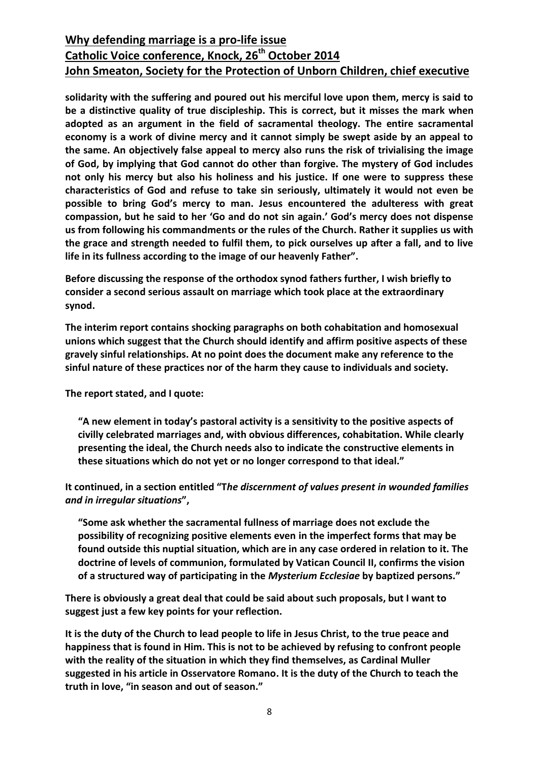**solidarity with the suffering and poured out his merciful love upon them, mercy is said to be a distinctive quality of true discipleship. This is correct, but it misses the mark when adopted as an argument in the field of sacramental theology. The entire sacramental economy is a work of divine mercy and it cannot simply be swept aside by an appeal to the same. An objectively false appeal to mercy also runs the risk of trivialising the image of God, by implying that God cannot do other than forgive. The mystery of God includes not only his mercy but also his holiness and his justice. If one were to suppress these characteristics of God and refuse to take sin seriously, ultimately it would not even be possible to bring God's mercy to man. Jesus encountered the adulteress with great compassion, but he said to her 'Go and do not sin again.' God's mercy does not dispense us from following his commandments or the rules of the Church. Rather it supplies us with the grace and strength needed to fulfil them, to pick ourselves up after a fall, and to live life in its fullness according to the image of our heavenly Father".**

**Before discussing the response of the orthodox synod fathers further, I wish briefly to consider a second serious assault on marriage which took place at the extraordinary synod.**

**The interim report contains shocking paragraphs on both cohabitation and homosexual unions which suggest that the Church should identify and affirm positive aspects of these gravely sinful relationships. At no point does the document make any reference to the sinful nature of these practices nor of the harm they cause to individuals and society.**

**The report stated, and I quote:**

> **"A new element in today's pastoral activity is a sensitivity to the positive aspects of civilly celebrated marriages and, with obvious differences, cohabitation. While clearly presenting the ideal, the Church needs also to indicate the constructive elements in these situations which do not yet or no longer correspond to that ideal."**

**It continued, in a section entitled "T*he discernment of values present in wounded families and in irregular situations*",**

> **"Some ask whether the sacramental fullness of marriage does not exclude the possibility of recognizing positive elements even in the imperfect forms that may be found outside this nuptial situation, which are in any case ordered in relation to it. The doctrine of levels of communion, formulated by Vatican Council II, confirms the vision of a structured way of participating in the *Mysterium Ecclesiae* by baptized persons."**

**There is obviously a great deal that could be said about such proposals, but I want to suggest just a few key points for your reflection.**

**It is the duty of the Church to lead people to life in Jesus Christ, to the true peace and happiness that is found in Him. This is not to be achieved by refusing to confront people with the reality of the situation in which they find themselves, as Cardinal Muller suggested in his article in Osservatore Romano. It is the duty of the Church to teach the truth in love, "in season and out of season."**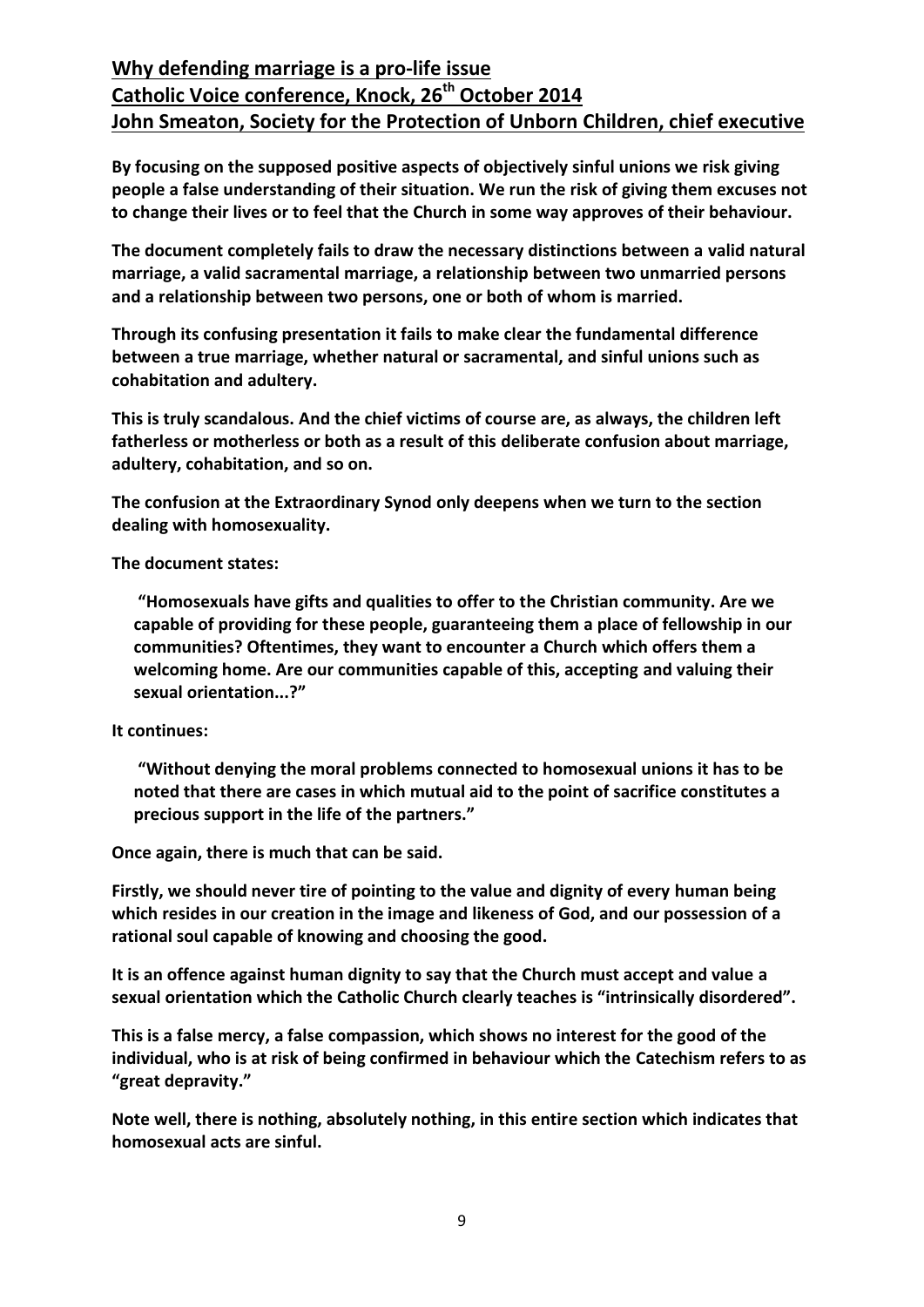**By focusing on the supposed positive aspects of objectively sinful unions we risk giving people a false understanding of their situation. We run the risk of giving them excuses not to change their lives or to feel that the Church in some way approves of their behaviour.**

**The document completely fails to draw the necessary distinctions between a valid natural marriage, a valid sacramental marriage, a relationship between two unmarried persons and a relationship between two persons, one or both of whom is married.**

**Through its confusing presentation it fails to make clear the fundamental difference between a true marriage, whether natural or sacramental, and sinful unions such as cohabitation and adultery.**

**This is truly scandalous. And the chief victims of course are, as always, the children left fatherless or motherless or both as a result of this deliberate confusion about marriage, adultery, cohabitation, and so on.**

**The confusion at the Extraordinary Synod only deepens when we turn to the section dealing with homosexuality.**

**The document states:**

> **"Homosexuals have gifts and qualities to offer to the Christian community. Are we capable of providing for these people, guaranteeing them a place of fellowship in our communities? Oftentimes, they want to encounter a Church which offers them a welcoming home. Are our communities capable of this, accepting and valuing their sexual orientation...?"**

**It continues:**

> **"Without denying the moral problems connected to homosexual unions it has to be noted that there are cases in which mutual aid to the point of sacrifice constitutes a precious support in the life of the partners."**

**Once again, there is much that can be said.**

**Firstly, we should never tire of pointing to the value and dignity of every human being which resides in our creation in the image and likeness of God, and our possession of a rational soul capable of knowing and choosing the good.**

**It is an offence against human dignity to say that the Church must accept and value a sexual orientation which the Catholic Church clearly teaches is "intrinsically disordered".**

**This is a false mercy, a false compassion, which shows no interest for the good of the individual, who is at risk of being confirmed in behaviour which the Catechism refers to as "great depravity."**

**Note well, there is nothing, absolutely nothing, in this entire section which indicates that homosexual acts are sinful.**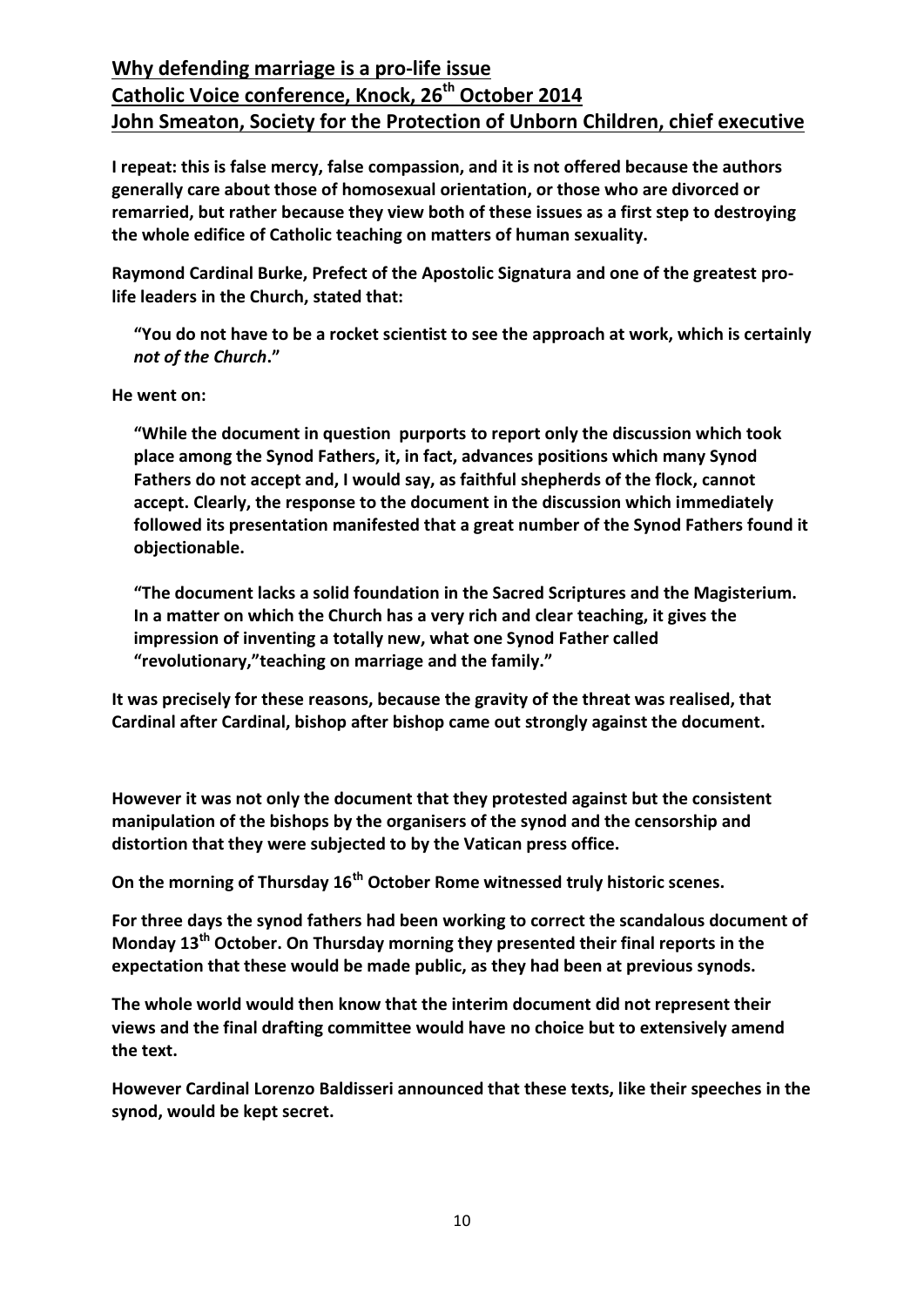## Why defending marriage is a pro-life issue
## Catholic Voice conference, Knock, 26th October 2014
## John Smeaton, Society for the Protection of Unborn Children, chief executive

**I repeat: this is false mercy, false compassion, and it is not offered because the authors generally care about those of homosexual orientation, or those who are divorced or remarried, but rather because they view both of these issues as a first step to destroying the whole edifice of Catholic teaching on matters of human sexuality.**

**Raymond Cardinal Burke, Prefect of the Apostolic Signatura and one of the greatest pro-life leaders in the Church, stated that:**

> **"You do not have to be a rocket scientist to see the approach at work, which is certainly *not of the Church*."**

**He went on:**

> **"While the document in question purports to report only the discussion which took place among the Synod Fathers, it, in fact, advances positions which many Synod Fathers do not accept and, I would say, as faithful shepherds of the flock, cannot accept. Clearly, the response to the document in the discussion which immediately followed its presentation manifested that a great number of the Synod Fathers found it objectionable.**
>
> **"The document lacks a solid foundation in the Sacred Scriptures and the Magisterium. In a matter on which the Church has a very rich and clear teaching, it gives the impression of inventing a totally new, what one Synod Father called "revolutionary,"teaching on marriage and the family."**

**It was precisely for these reasons, because the gravity of the threat was realised, that Cardinal after Cardinal, bishop after bishop came out strongly against the document.**

**However it was not only the document that they protested against but the consistent manipulation of the bishops by the organisers of the synod and the censorship and distortion that they were subjected to by the Vatican press office.**

**On the morning of Thursday 16th October Rome witnessed truly historic scenes.**

**For three days the synod fathers had been working to correct the scandalous document of Monday 13th October. On Thursday morning they presented their final reports in the expectation that these would be made public, as they had been at previous synods.**

**The whole world would then know that the interim document did not represent their views and the final drafting committee would have no choice but to extensively amend the text.**

**However Cardinal Lorenzo Baldisseri announced that these texts, like their speeches in the synod, would be kept secret.**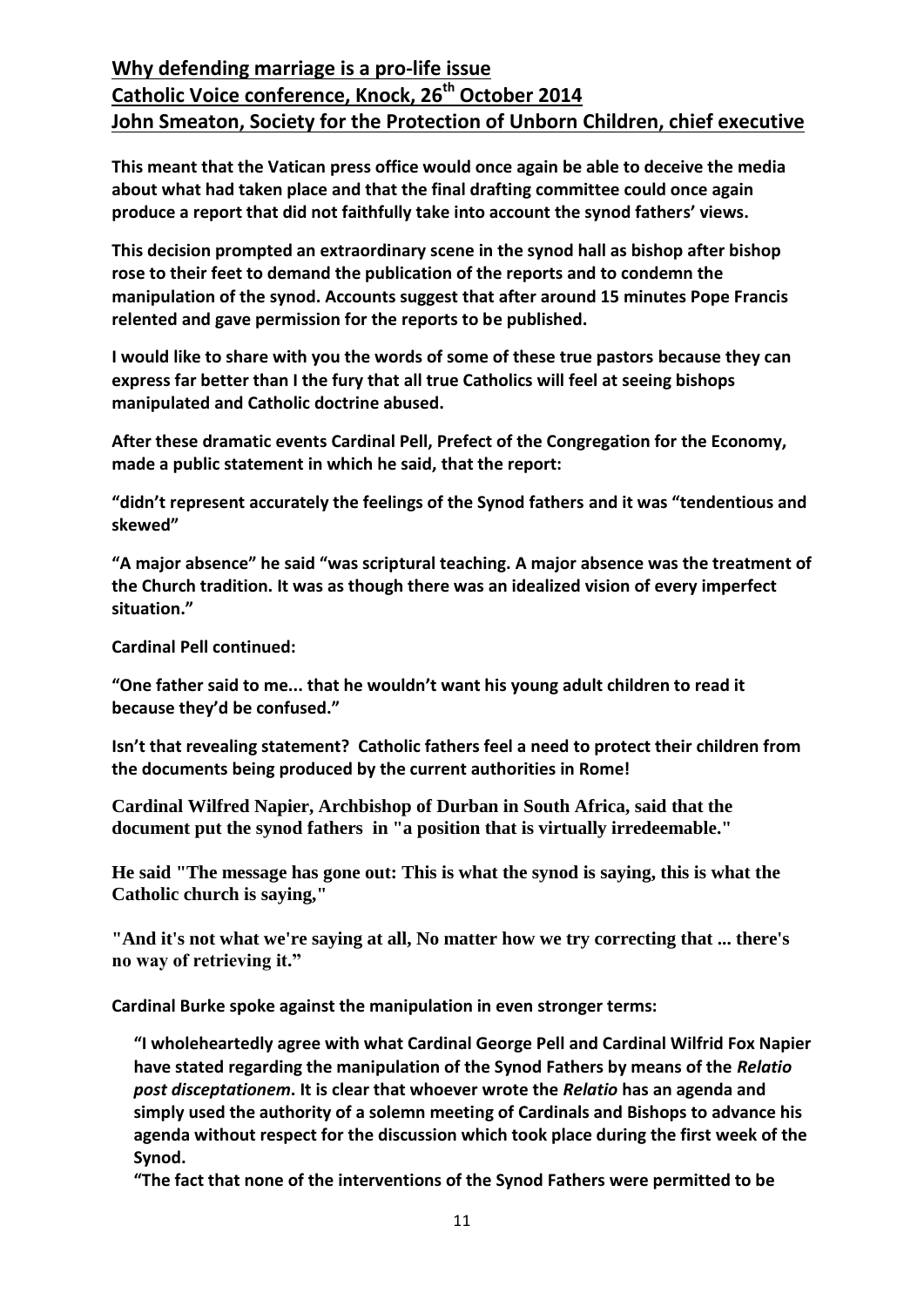**Why defending marriage is a pro-life issue**
**Catholic Voice conference, Knock, 26th October 2014**
**John Smeaton, Society for the Protection of Unborn Children, chief executive**

**This meant that the Vatican press office would once again be able to deceive the media about what had taken place and that the final drafting committee could once again produce a report that did not faithfully take into account the synod fathers' views.**

**This decision prompted an extraordinary scene in the synod hall as bishop after bishop rose to their feet to demand the publication of the reports and to condemn the manipulation of the synod. Accounts suggest that after around 15 minutes Pope Francis relented and gave permission for the reports to be published.**

**I would like to share with you the words of some of these true pastors because they can express far better than I the fury that all true Catholics will feel at seeing bishops manipulated and Catholic doctrine abused.**

**After these dramatic events Cardinal Pell, Prefect of the Congregation for the Economy, made a public statement in which he said, that the report:**

**"didn't represent accurately the feelings of the Synod fathers and it was "tendentious and skewed"**

**"A major absence" he said "was scriptural teaching. A major absence was the treatment of the Church tradition. It was as though there was an idealized vision of every imperfect situation."**

**Cardinal Pell continued:**

**"One father said to me... that he wouldn't want his young adult children to read it because they'd be confused."**

**Isn't that revealing statement? Catholic fathers feel a need to protect their children from the documents being produced by the current authorities in Rome!**

**Cardinal Wilfred Napier, Archbishop of Durban in South Africa, said that the document put the synod fathers in "a position that is virtually irredeemable."**

**He said "The message has gone out: This is what the synod is saying, this is what the Catholic church is saying,"**

**"And it's not what we're saying at all, No matter how we try correcting that ... there's no way of retrieving it."**

**Cardinal Burke spoke against the manipulation in even stronger terms:**

> **"I wholeheartedly agree with what Cardinal George Pell and Cardinal Wilfrid Fox Napier have stated regarding the manipulation of the Synod Fathers by means of the *Relatio post disceptationem*. It is clear that whoever wrote the *Relatio* has an agenda and simply used the authority of a solemn meeting of Cardinals and Bishops to advance his agenda without respect for the discussion which took place during the first week of the Synod.**
>
> **"The fact that none of the interventions of the Synod Fathers were permitted to be**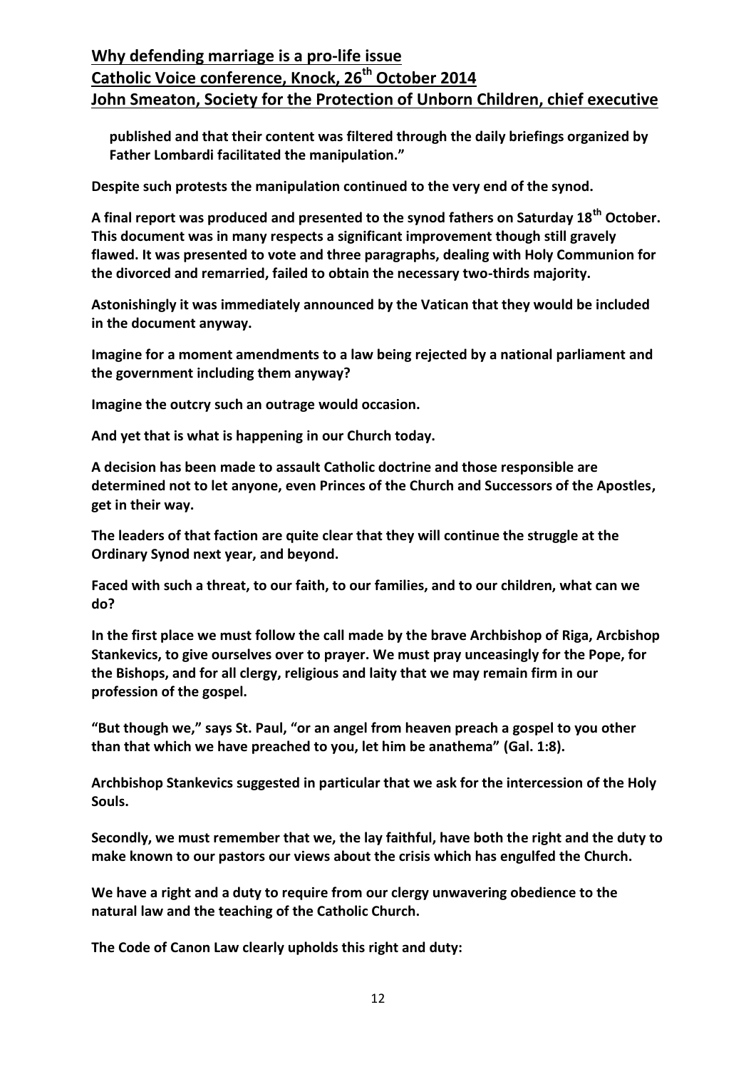**published and that their content was filtered through the daily briefings organized by Father Lombardi facilitated the manipulation."**

**Despite such protests the manipulation continued to the very end of the synod.**

**A final report was produced and presented to the synod fathers on Saturday 18th October. This document was in many respects a significant improvement though still gravely flawed. It was presented to vote and three paragraphs, dealing with Holy Communion for the divorced and remarried, failed to obtain the necessary two-thirds majority.**

**Astonishingly it was immediately announced by the Vatican that they would be included in the document anyway.**

**Imagine for a moment amendments to a law being rejected by a national parliament and the government including them anyway?**

**Imagine the outcry such an outrage would occasion.**

**And yet that is what is happening in our Church today.**

**A decision has been made to assault Catholic doctrine and those responsible are determined not to let anyone, even Princes of the Church and Successors of the Apostles, get in their way.**

**The leaders of that faction are quite clear that they will continue the struggle at the Ordinary Synod next year, and beyond.**

**Faced with such a threat, to our faith, to our families, and to our children, what can we do?**

**In the first place we must follow the call made by the brave Archbishop of Riga, Arcbishop Stankevics, to give ourselves over to prayer. We must pray unceasingly for the Pope, for the Bishops, and for all clergy, religious and laity that we may remain firm in our profession of the gospel.**

**"But though we," says St. Paul, "or an angel from heaven preach a gospel to you other than that which we have preached to you, let him be anathema" (Gal. 1:8).**

**Archbishop Stankevics suggested in particular that we ask for the intercession of the Holy Souls.**

**Secondly, we must remember that we, the lay faithful, have both the right and the duty to make known to our pastors our views about the crisis which has engulfed the Church.**

**We have a right and a duty to require from our clergy unwavering obedience to the natural law and the teaching of the Catholic Church.**

**The Code of Canon Law clearly upholds this right and duty:**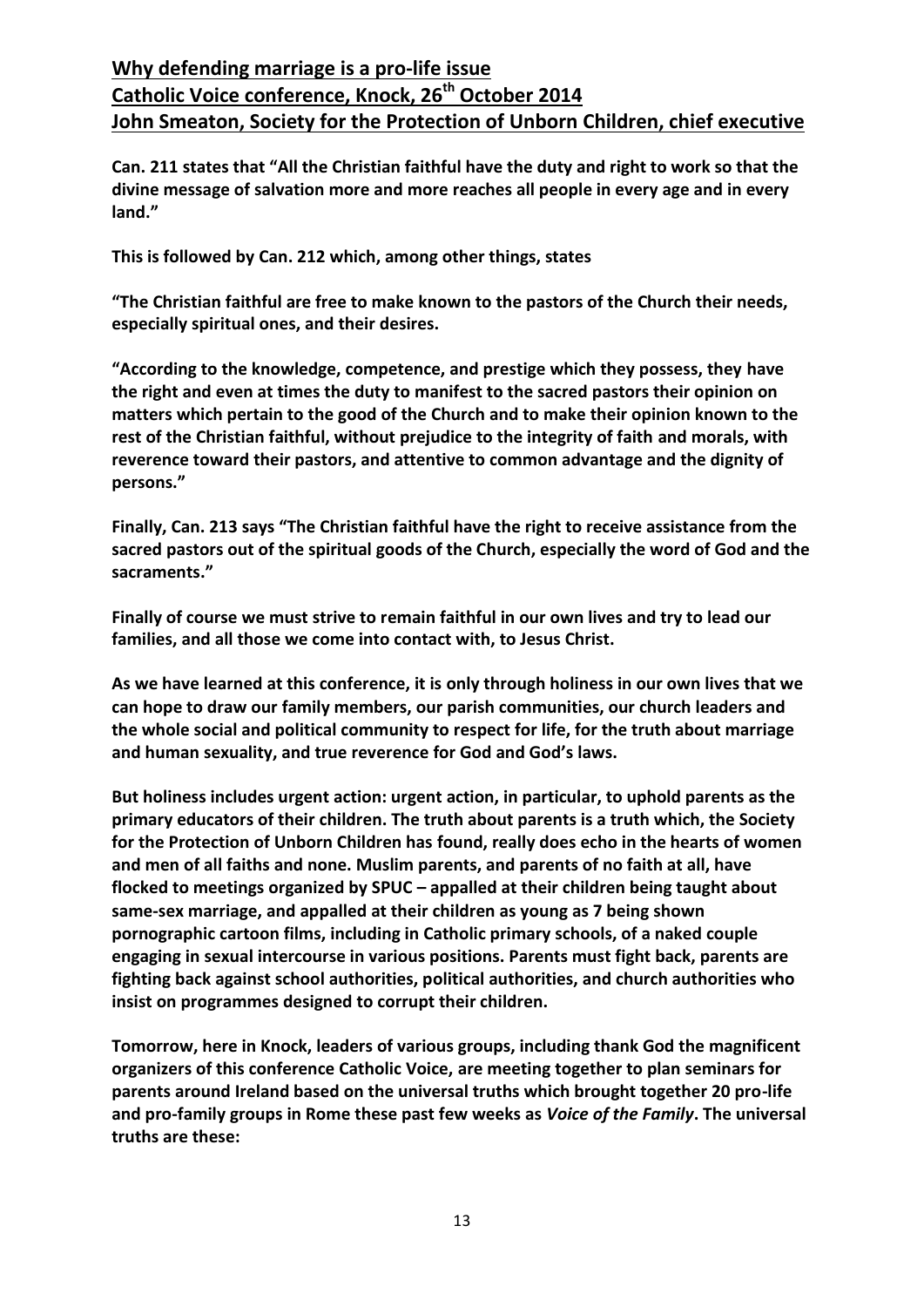## **Why defending marriage is a pro-life issue**
## **Catholic Voice conference, Knock, 26th October 2014**
## **John Smeaton, Society for the Protection of Unborn Children, chief executive**

**Can. 211 states that "All the Christian faithful have the duty and right to work so that the divine message of salvation more and more reaches all people in every age and in every land."**

**This is followed by Can. 212 which, among other things, states**

**"The Christian faithful are free to make known to the pastors of the Church their needs, especially spiritual ones, and their desires.**

**"According to the knowledge, competence, and prestige which they possess, they have the right and even at times the duty to manifest to the sacred pastors their opinion on matters which pertain to the good of the Church and to make their opinion known to the rest of the Christian faithful, without prejudice to the integrity of faith and morals, with reverence toward their pastors, and attentive to common advantage and the dignity of persons."**

**Finally, Can. 213 says "The Christian faithful have the right to receive assistance from the sacred pastors out of the spiritual goods of the Church, especially the word of God and the sacraments."**

**Finally of course we must strive to remain faithful in our own lives and try to lead our families, and all those we come into contact with, to Jesus Christ.**

**As we have learned at this conference, it is only through holiness in our own lives that we can hope to draw our family members, our parish communities, our church leaders and the whole social and political community to respect for life, for the truth about marriage and human sexuality, and true reverence for God and God's laws.**

**But holiness includes urgent action: urgent action, in particular, to uphold parents as the primary educators of their children. The truth about parents is a truth which, the Society for the Protection of Unborn Children has found, really does echo in the hearts of women and men of all faiths and none. Muslim parents, and parents of no faith at all, have flocked to meetings organized by SPUC – appalled at their children being taught about same-sex marriage, and appalled at their children as young as 7 being shown pornographic cartoon films, including in Catholic primary schools, of a naked couple engaging in sexual intercourse in various positions. Parents must fight back, parents are fighting back against school authorities, political authorities, and church authorities who insist on programmes designed to corrupt their children.**

**Tomorrow, here in Knock, leaders of various groups, including thank God the magnificent organizers of this conference Catholic Voice, are meeting together to plan seminars for parents around Ireland based on the universal truths which brought together 20 pro-life and pro-family groups in Rome these past few weeks as *Voice of the Family*. The universal truths are these:**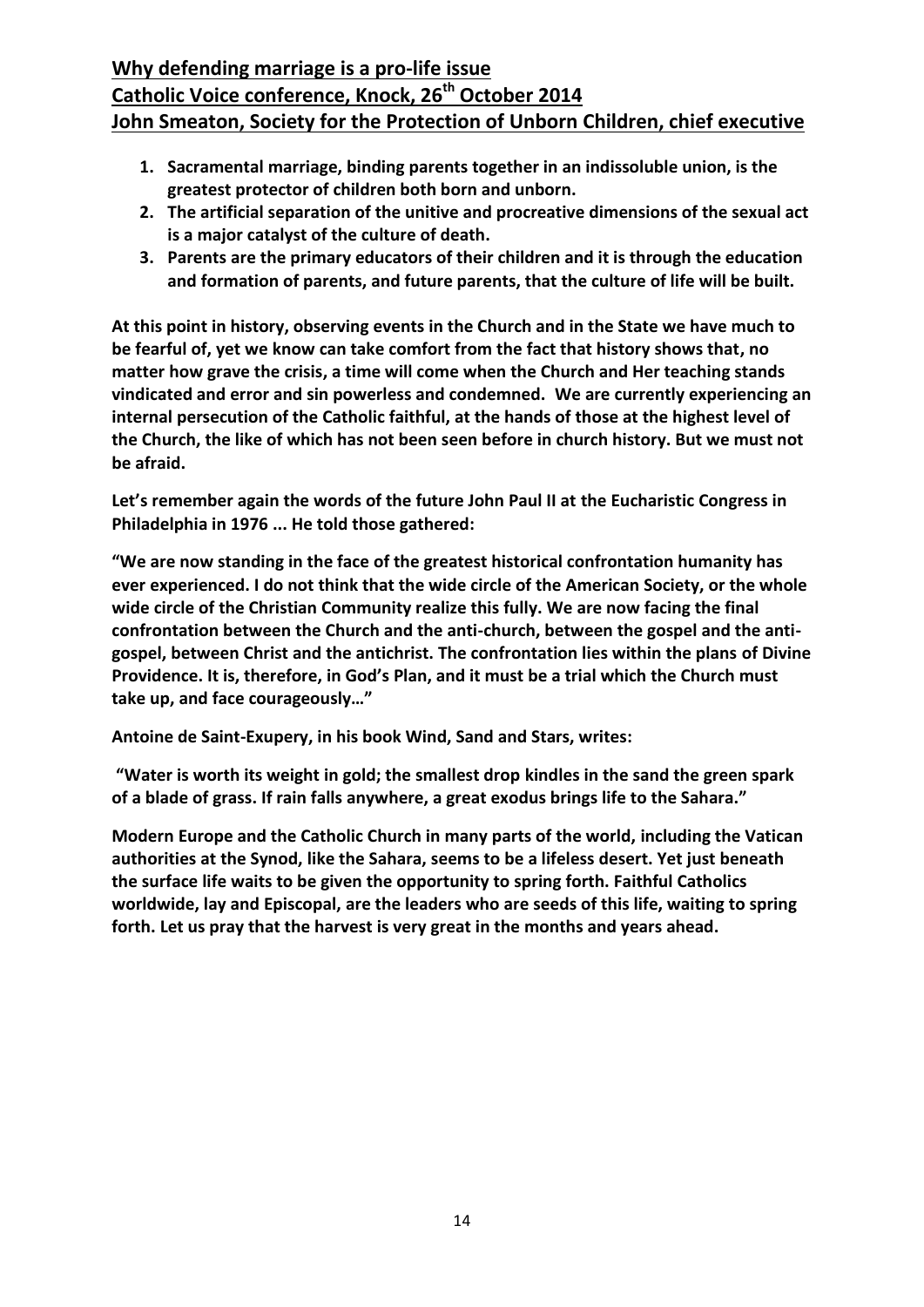## Why defending marriage is a pro-life issue
## Catholic Voice conference, Knock, 26th October 2014
## John Smeaton, Society for the Protection of Unborn Children, chief executive

1. **Sacramental marriage, binding parents together in an indissoluble union, is the greatest protector of children both born and unborn.**
2. **The artificial separation of the unitive and procreative dimensions of the sexual act is a major catalyst of the culture of death.**
3. **Parents are the primary educators of their children and it is through the education and formation of parents, and future parents, that the culture of life will be built.**

**At this point in history, observing events in the Church and in the State we have much to be fearful of, yet we know can take comfort from the fact that history shows that, no matter how grave the crisis, a time will come when the Church and Her teaching stands vindicated and error and sin powerless and condemned. We are currently experiencing an internal persecution of the Catholic faithful, at the hands of those at the highest level of the Church, the like of which has not been seen before in church history. But we must not be afraid.**

**Let's remember again the words of the future John Paul II at the Eucharistic Congress in Philadelphia in 1976 ... He told those gathered:**

**"We are now standing in the face of the greatest historical confrontation humanity has ever experienced. I do not think that the wide circle of the American Society, or the whole wide circle of the Christian Community realize this fully. We are now facing the final confrontation between the Church and the anti-church, between the gospel and the anti-gospel, between Christ and the antichrist. The confrontation lies within the plans of Divine Providence. It is, therefore, in God's Plan, and it must be a trial which the Church must take up, and face courageously…"**

**Antoine de Saint-Exupery, in his book Wind, Sand and Stars, writes:**

**"Water is worth its weight in gold; the smallest drop kindles in the sand the green spark of a blade of grass. If rain falls anywhere, a great exodus brings life to the Sahara."**

**Modern Europe and the Catholic Church in many parts of the world, including the Vatican authorities at the Synod, like the Sahara, seems to be a lifeless desert. Yet just beneath the surface life waits to be given the opportunity to spring forth. Faithful Catholics worldwide, lay and Episcopal, are the leaders who are seeds of this life, waiting to spring forth. Let us pray that the harvest is very great in the months and years ahead.**